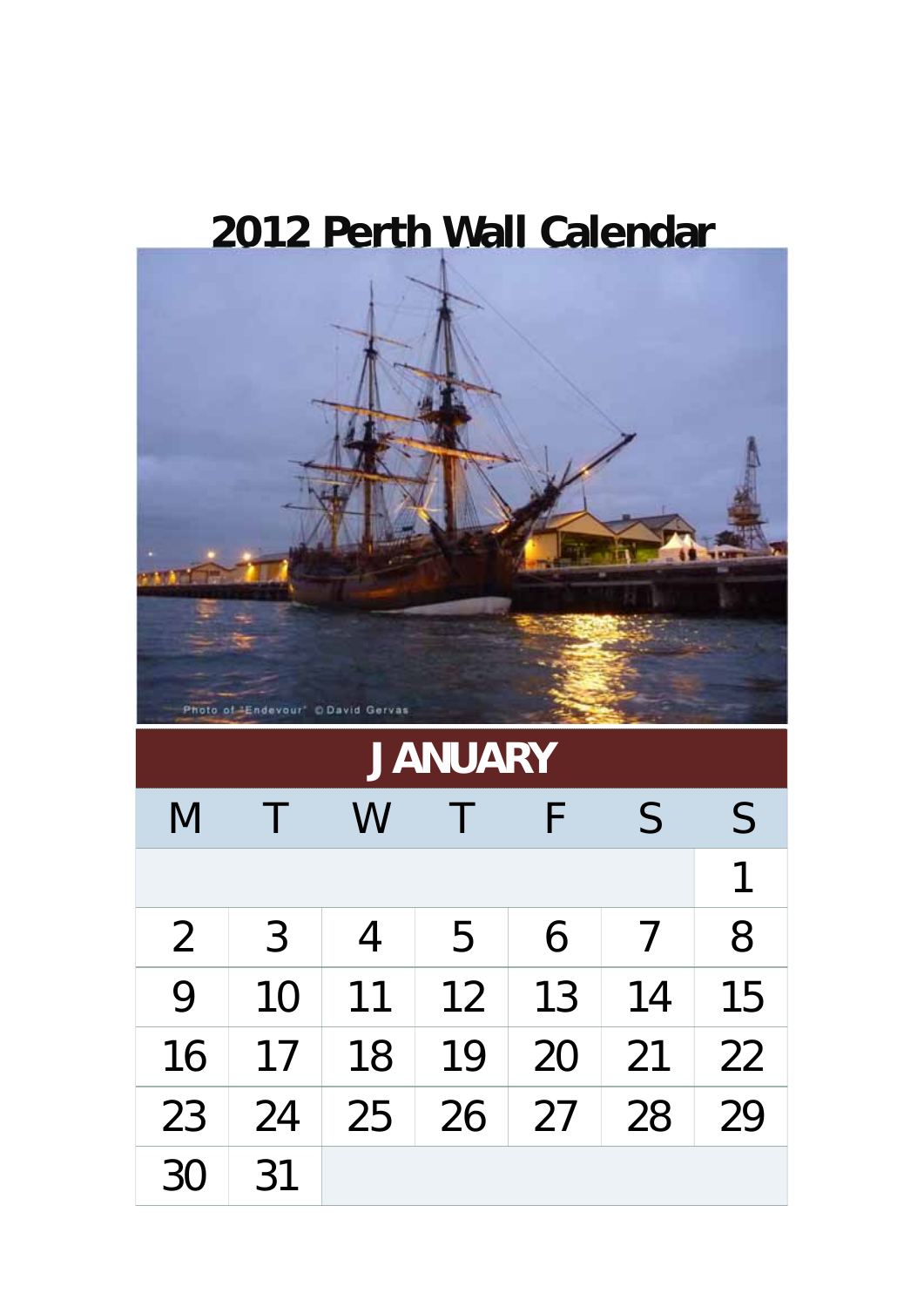# 2012 Perth Wall Calendar

Photo of "Endevour" © David Gervas

## JANUARY

| M | T | W | T | F | S | S |
|---|---|---|---|---|---|---|
| | | | | | | 1 |
| 2 | 3 | 4 | 5 | 6 | 7 | 8 |
| 9 | 10 | 11 | 12 | 13 | 14 | 15 |
| 16 | 17 | 18 | 19 | 20 | 21 | 22 |
| 23 | 24 | 25 | 26 | 27 | 28 | 29 |
| 30 | 31 | | | | | |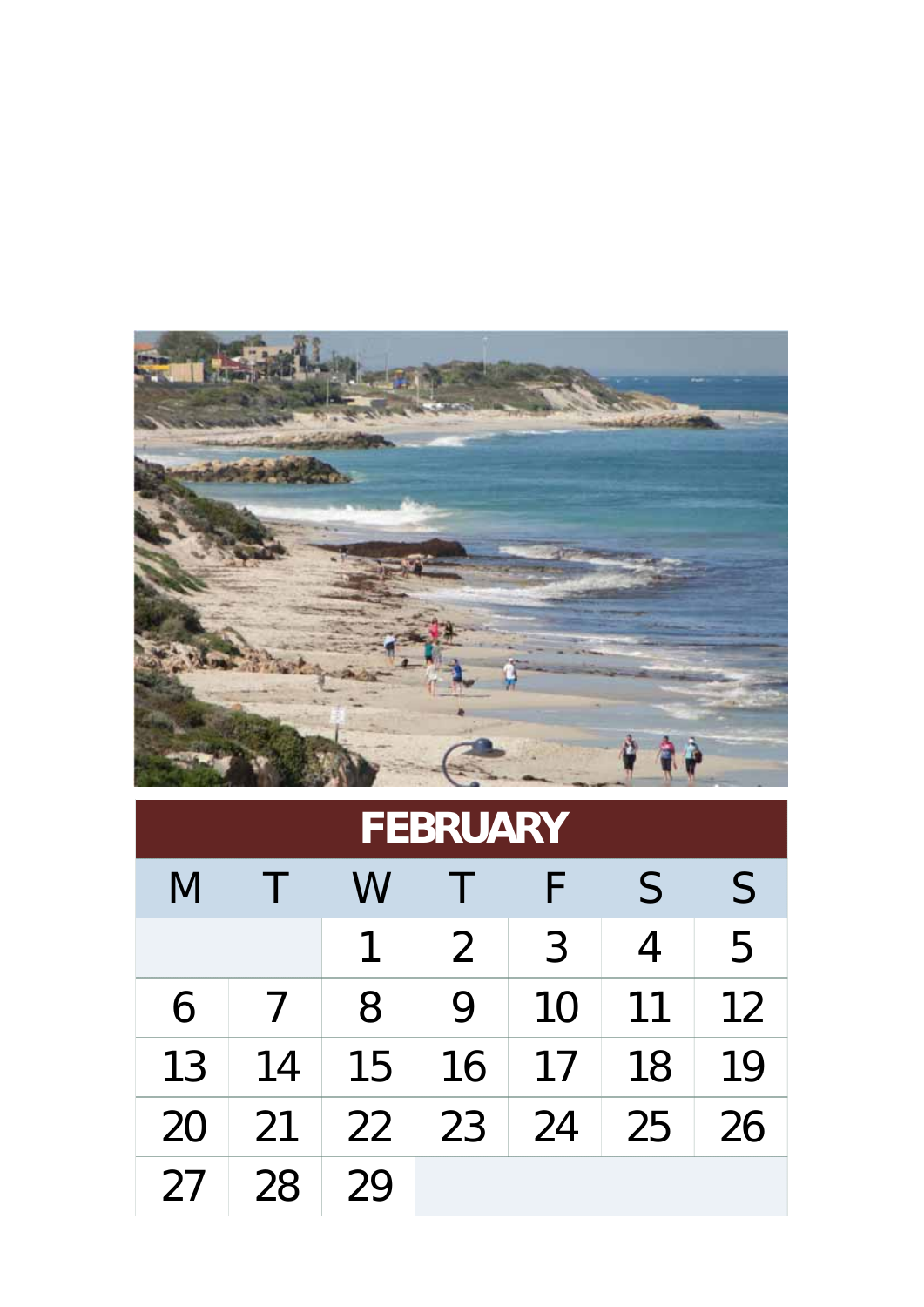| FEBRUARY | | | | | | |
|---|---|---|---|---|---|---|
| M | T | W | T | F | S | S |
| | | 1 | 2 | 3 | 4 | 5 |
| 6 | 7 | 8 | 9 | 10 | 11 | 12 |
| 13 | 14 | 15 | 16 | 17 | 18 | 19 |
| 20 | 21 | 22 | 23 | 24 | 25 | 26 |
| 27 | 28 | 29 | | | | |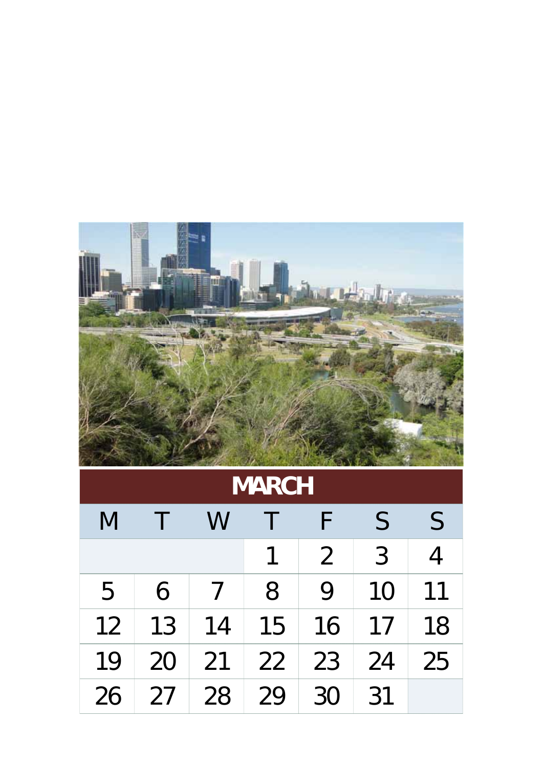| MARCH | | | | | | |
|---|---|---|---|---|---|---|
| M | T | W | T | F | S | S |
| | | | 1 | 2 | 3 | 4 |
| 5 | 6 | 7 | 8 | 9 | 10 | 11 |
| 12 | 13 | 14 | 15 | 16 | 17 | 18 |
| 19 | 20 | 21 | 22 | 23 | 24 | 25 |
| 26 | 27 | 28 | 29 | 30 | 31 | |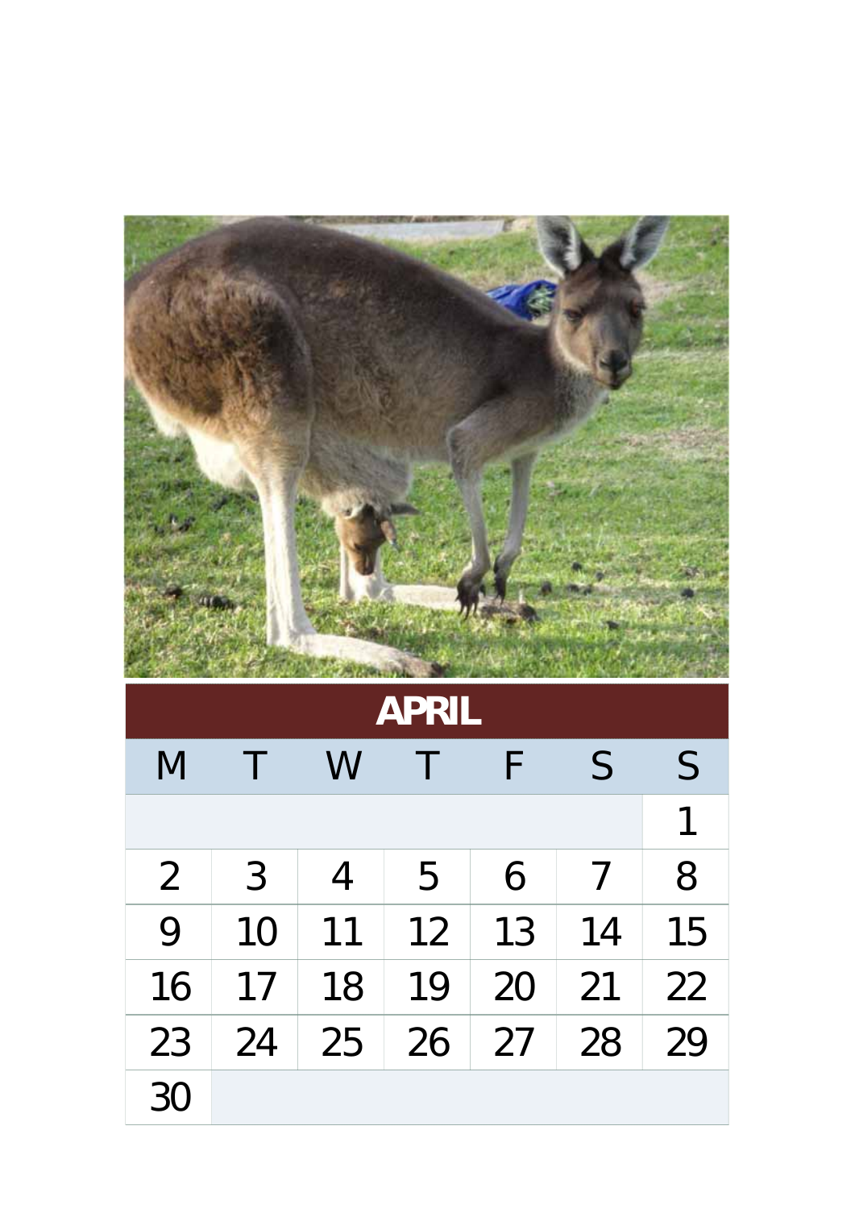# APRIL

| M | T | W | T | F | S | S |
|---|---|---|---|---|---|---|
| | | | | | | 1 |
| 2 | 3 | 4 | 5 | 6 | 7 | 8 |
| 9 | 10 | 11 | 12 | 13 | 14 | 15 |
| 16 | 17 | 18 | 19 | 20 | 21 | 22 |
| 23 | 24 | 25 | 26 | 27 | 28 | 29 |
| 30 | | | | | | |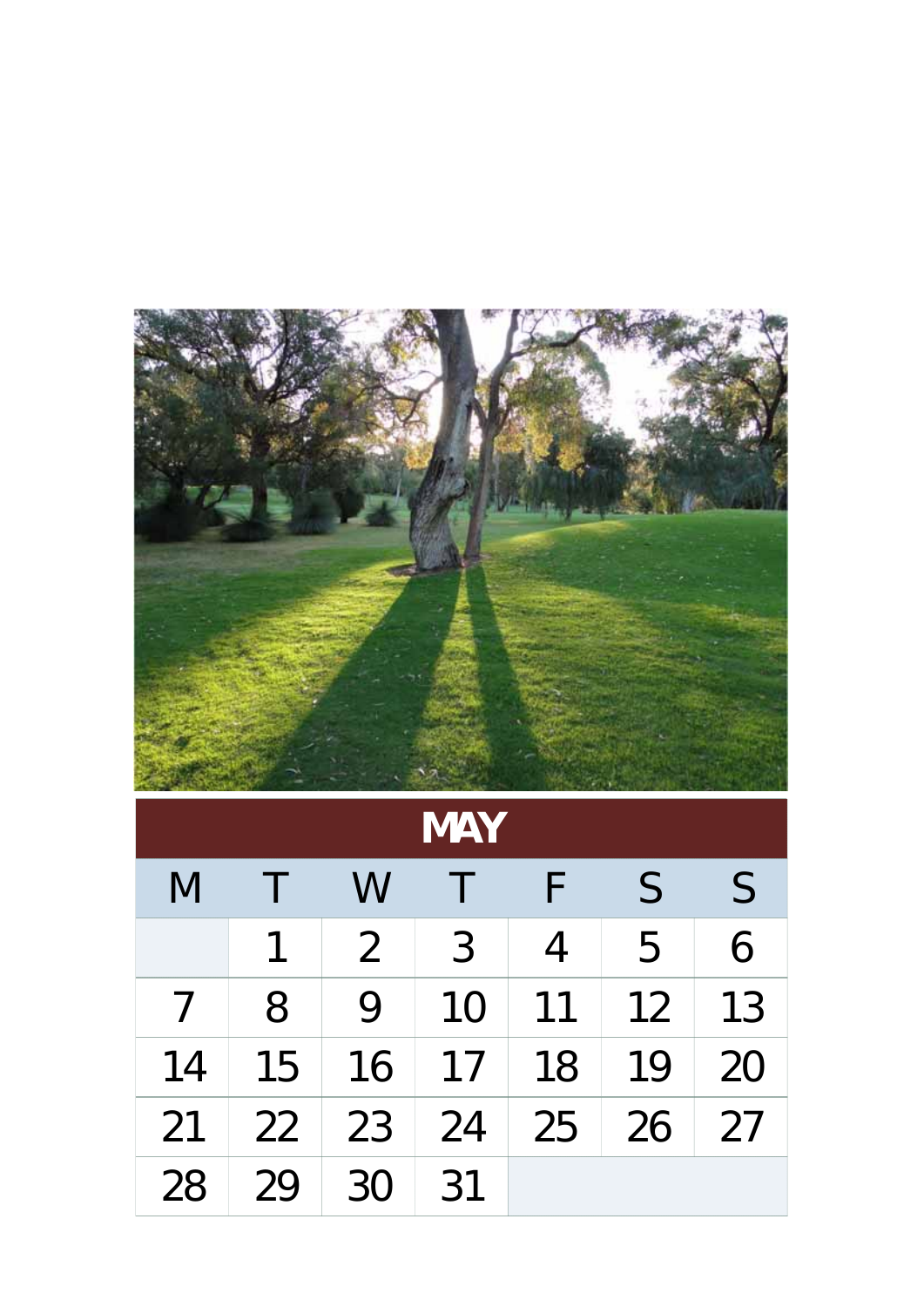# MAY

| M | T | W | T | F | S | S |
|---|---|---|---|---|---|---|
| | 1 | 2 | 3 | 4 | 5 | 6 |
| 7 | 8 | 9 | 10 | 11 | 12 | 13 |
| 14 | 15 | 16 | 17 | 18 | 19 | 20 |
| 21 | 22 | 23 | 24 | 25 | 26 | 27 |
| 28 | 29 | 30 | 31 | | | |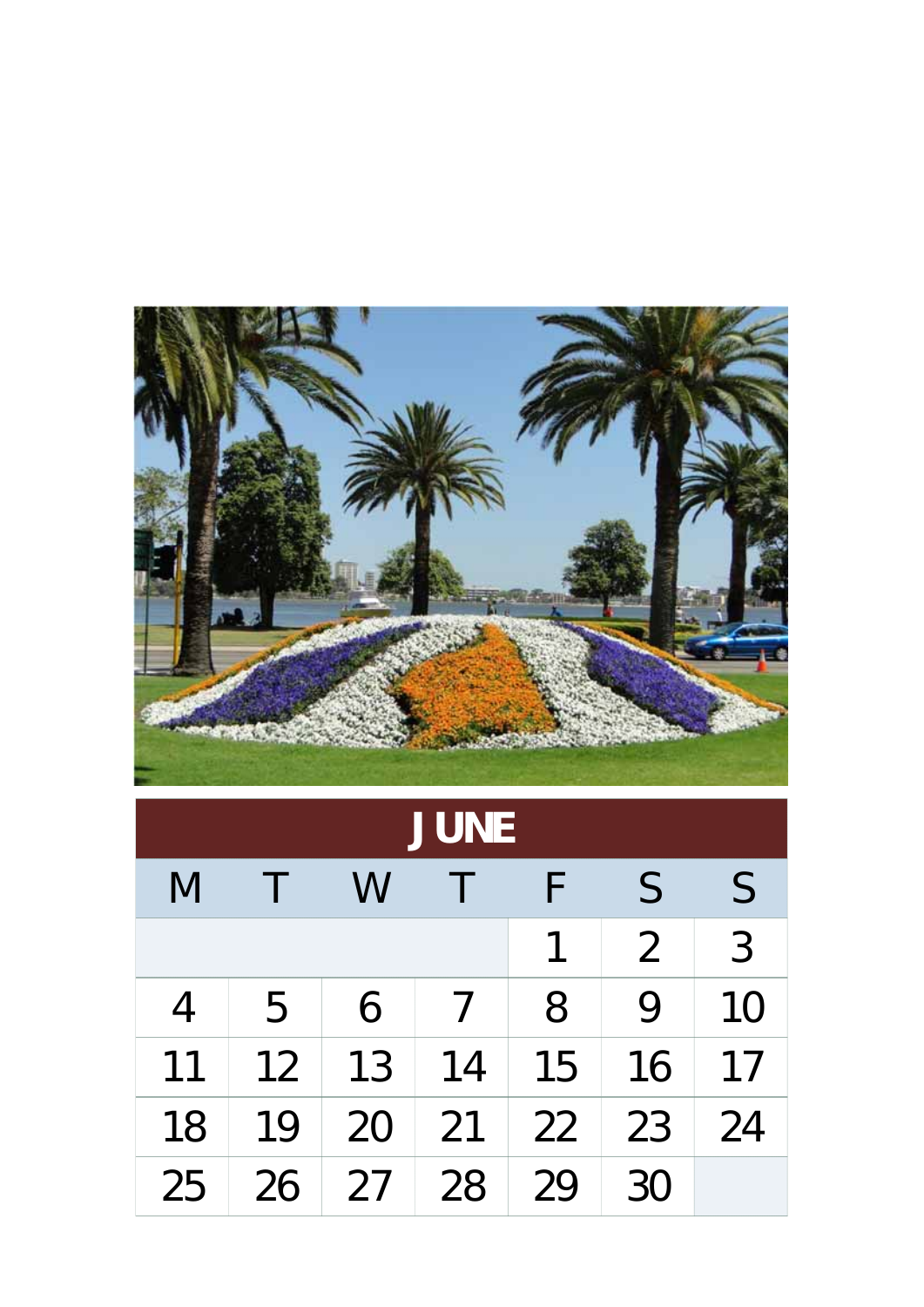| JUNE | | | | | | |
|---|---|---|---|---|---|---|
| M | T | W | T | F | S | S |
| | | | | 1 | 2 | 3 |
| 4 | 5 | 6 | 7 | 8 | 9 | 10 |
| 11 | 12 | 13 | 14 | 15 | 16 | 17 |
| 18 | 19 | 20 | 21 | 22 | 23 | 24 |
| 25 | 26 | 27 | 28 | 29 | 30 | |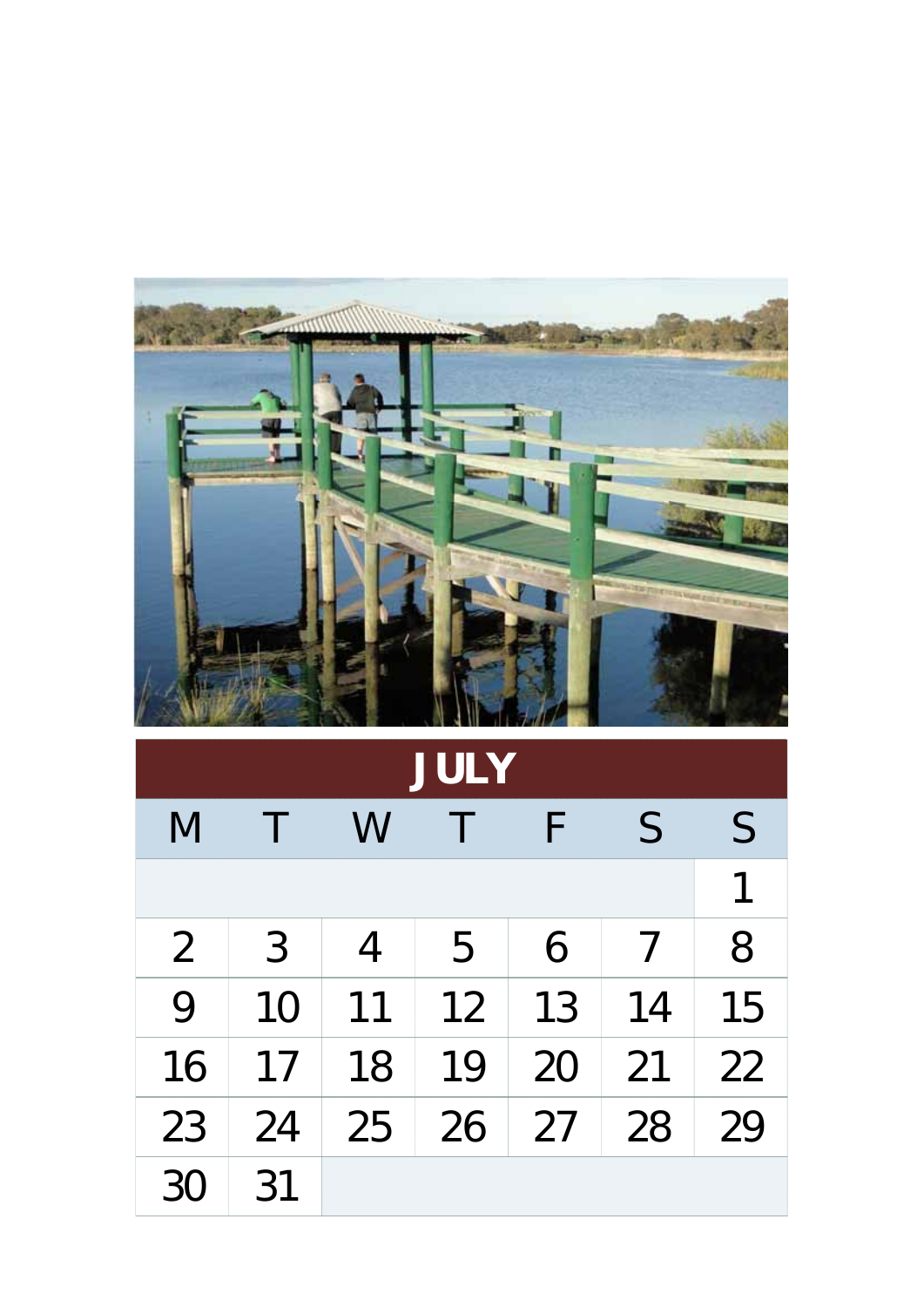# JULY

| M | T | W | T | F | S | S |
|---|---|---|---|---|---|---|
| | | | | | | 1 |
| 2 | 3 | 4 | 5 | 6 | 7 | 8 |
| 9 | 10 | 11 | 12 | 13 | 14 | 15 |
| 16 | 17 | 18 | 19 | 20 | 21 | 22 |
| 23 | 24 | 25 | 26 | 27 | 28 | 29 |
| 30 | 31 | | | | | |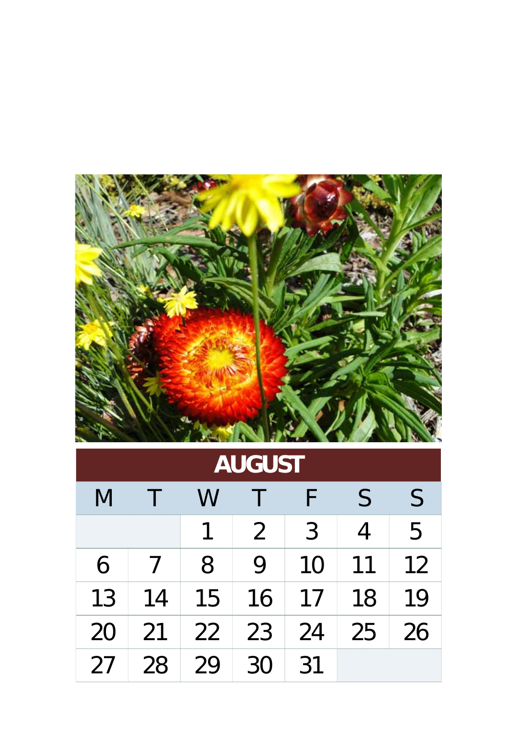# AUGUST

| M | T | W | T | F | S | S |
|---|---|---|---|---|---|---|
| | | 1 | 2 | 3 | 4 | 5 |
| 6 | 7 | 8 | 9 | 10 | 11 | 12 |
| 13 | 14 | 15 | 16 | 17 | 18 | 19 |
| 20 | 21 | 22 | 23 | 24 | 25 | 26 |
| 27 | 28 | 29 | 30 | 31 | | |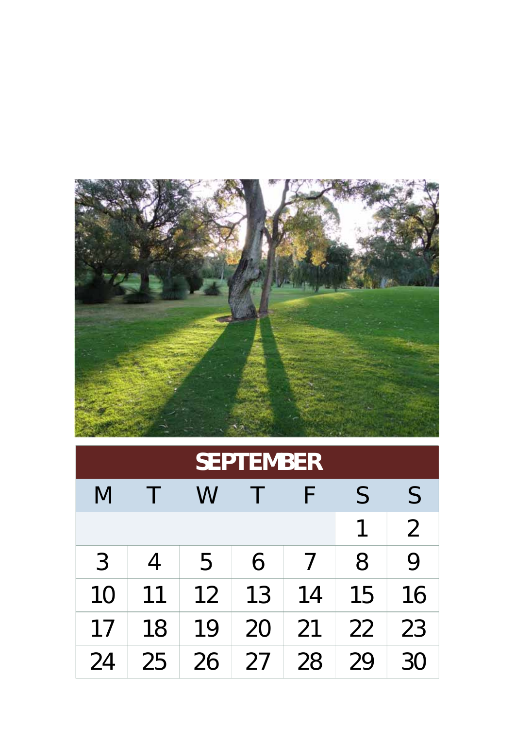| SEPTEMBER | | | | | | |
|---|---|---|---|---|---|---|
| M | T | W | T | F | S | S |
| | | | | | 1 | 2 |
| 3 | 4 | 5 | 6 | 7 | 8 | 9 |
| 10 | 11 | 12 | 13 | 14 | 15 | 16 |
| 17 | 18 | 19 | 20 | 21 | 22 | 23 |
| 24 | 25 | 26 | 27 | 28 | 29 | 30 |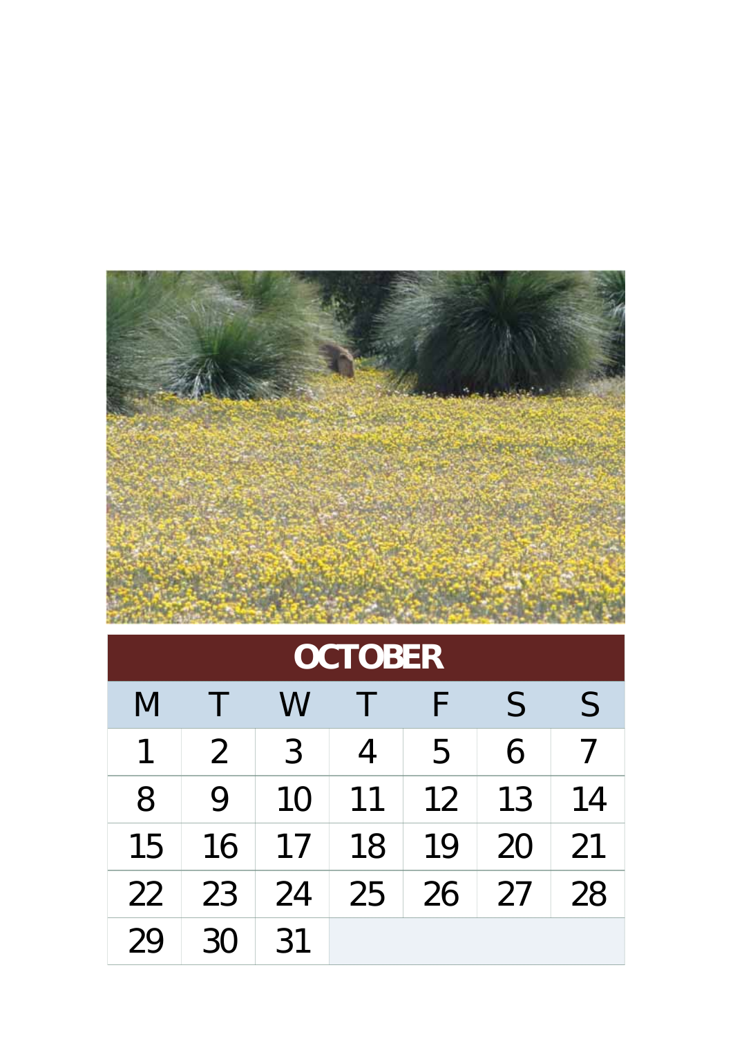| OCTOBER | | | | | | |
|---|---|---|---|---|---|---|
| M | T | W | T | F | S | S |
| 1 | 2 | 3 | 4 | 5 | 6 | 7 |
| 8 | 9 | 10 | 11 | 12 | 13 | 14 |
| 15 | 16 | 17 | 18 | 19 | 20 | 21 |
| 22 | 23 | 24 | 25 | 26 | 27 | 28 |
| 29 | 30 | 31 | | | | |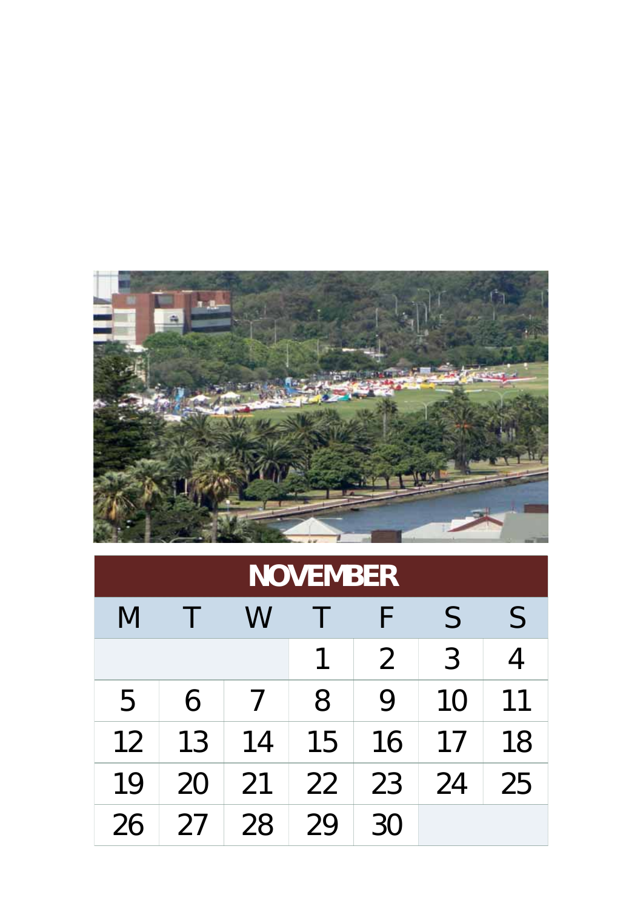# NOVEMBER

| M | T | W | T | F | S | S |
|---|---|---|---|---|---|---|
| | | | 1 | 2 | 3 | 4 |
| 5 | 6 | 7 | 8 | 9 | 10 | 11 |
| 12 | 13 | 14 | 15 | 16 | 17 | 18 |
| 19 | 20 | 21 | 22 | 23 | 24 | 25 |
| 26 | 27 | 28 | 29 | 30 | | |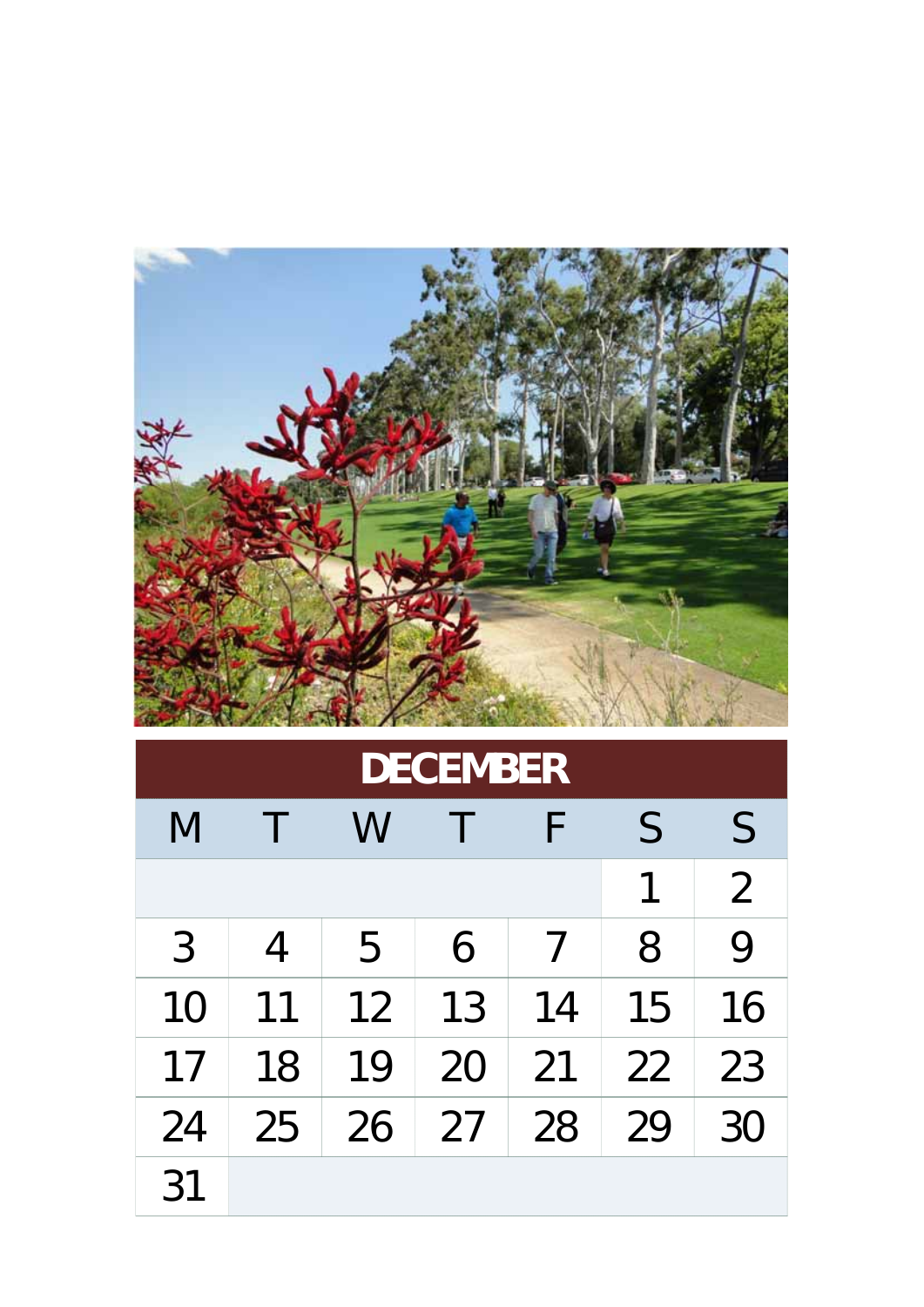# DECEMBER

| M | T | W | T | F | S | S |
|---|---|---|---|---|---|---|
| | | | | | 1 | 2 |
| 3 | 4 | 5 | 6 | 7 | 8 | 9 |
| 10 | 11 | 12 | 13 | 14 | 15 | 16 |
| 17 | 18 | 19 | 20 | 21 | 22 | 23 |
| 24 | 25 | 26 | 27 | 28 | 29 | 30 |
| 31 | | | | | | |